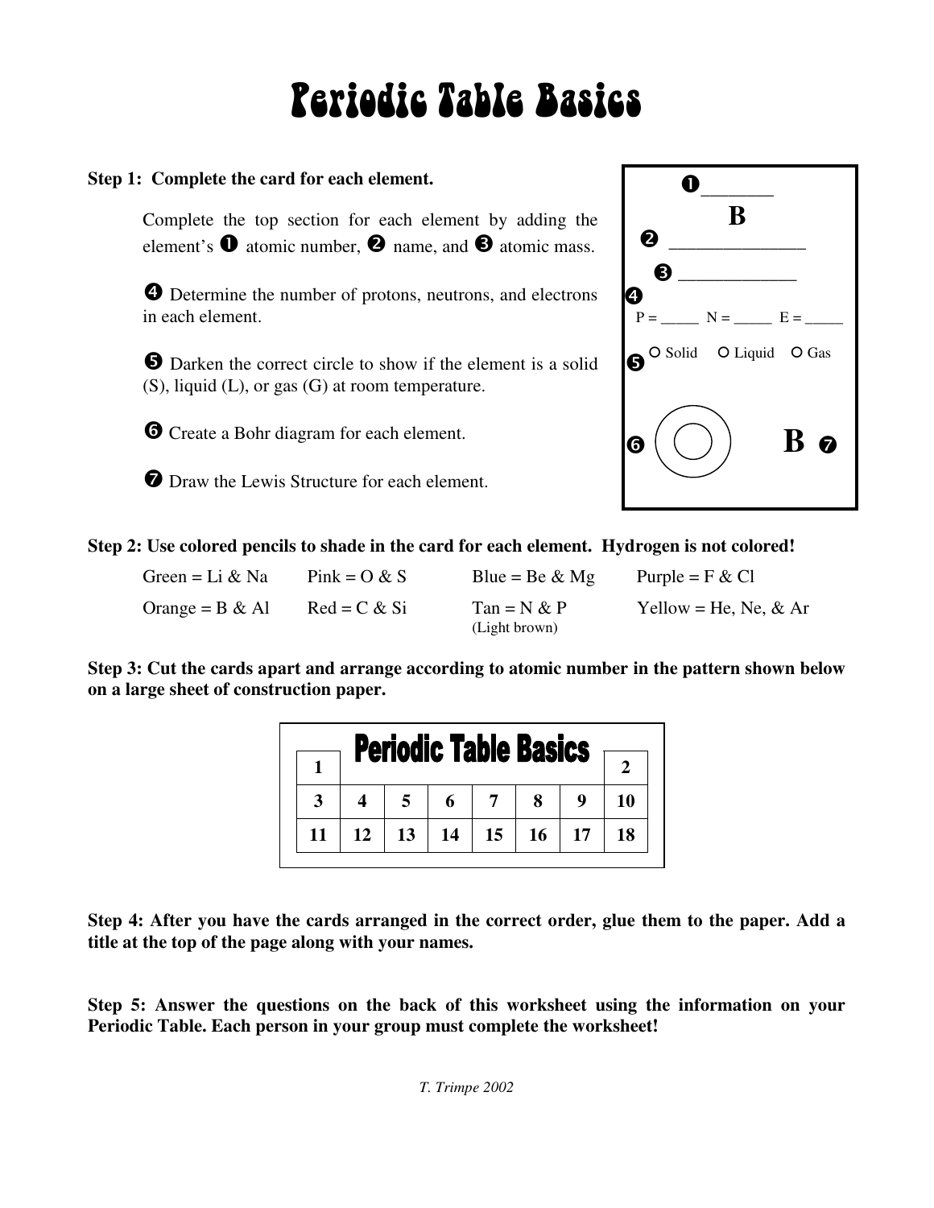# Periodic Table Basics

**Step 1: Complete the card for each element.**

Complete the top section for each element by adding the element's ❶ atomic number, ❷ name, and ❸ atomic mass.

❹ Determine the number of protons, neutrons, and electrons in each element.

❺ Darken the correct circle to show if the element is a solid (S), liquid (L), or gas (G) at room temperature.

❻ Create a Bohr diagram for each element.

❼ Draw the Lewis Structure for each element.

❶ _______

**B**

❷ ______________

❸ ____________

❹

P = _____ N = _____ E = _____

❺ O Solid O Liquid O Gas

❻ **B** ❼

**Step 2: Use colored pencils to shade in the card for each element. Hydrogen is not colored!**

| | | | |
|---|---|---|---|
| Green = Li & Na | Pink = O & S | Blue = Be & Mg | Purple = F & Cl |
| Orange = B & Al | Red = C & Si | Tan = N & P (Light brown) | Yellow = He, Ne, & Ar |

**Step 3: Cut the cards apart and arrange according to atomic number in the pattern shown below on a large sheet of construction paper.**

**Periodic Table Basics**

| | | | | | | | |
|---|---|---|---|---|---|---|---|
| 1 | | | | | | | 2 |
| 3 | 4 | 5 | 6 | 7 | 8 | 9 | 10 |
| 11 | 12 | 13 | 14 | 15 | 16 | 17 | 18 |

**Step 4: After you have the cards arranged in the correct order, glue them to the paper. Add a title at the top of the page along with your names.**

**Step 5: Answer the questions on the back of this worksheet using the information on your Periodic Table. Each person in your group must complete the worksheet!**

*T. Trimpe 2002*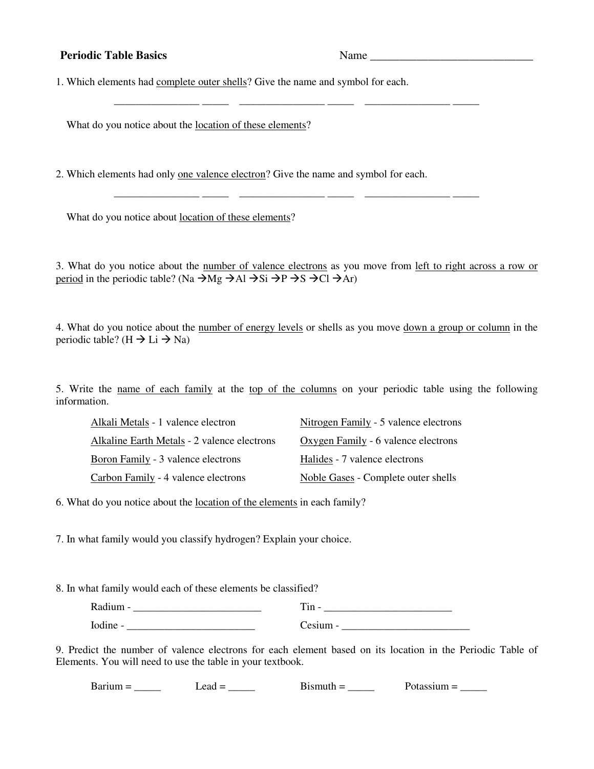**Periodic Table Basics** Name ______________________________

1. Which elements had <u>complete outer shells</u>? Give the name and symbol for each.

________________ _____ ________________ _____ ________________ _____

What do you notice about the <u>location of these elements</u>?

2. Which elements had only <u>one valence electron</u>? Give the name and symbol for each.

________________ _____ ________________ _____ ________________ _____

What do you notice about <u>location of these elements</u>?

3. What do you notice about the <u>number of valence electrons</u> as you move from <u>left to right across a row or period</u> in the periodic table? (Na → Mg → Al → Si → P → S → Cl → Ar)

4. What do you notice about the <u>number of energy levels</u> or shells as you move <u>down a group or column</u> in the periodic table? (H → Li → Na)

5. Write the <u>name of each family</u> at the <u>top of the columns</u> on your periodic table using the following information.

<u>Alkali Metals</u> - 1 valence electron

<u>Alkaline Earth Metals</u> - 2 valence electrons

<u>Boron Family</u> - 3 valence electrons

<u>Carbon Family</u> - 4 valence electrons

<u>Nitrogen Family</u> - 5 valence electrons

<u>Oxygen Family</u> - 6 valence electrons

<u>Halides</u> - 7 valence electrons

<u>Noble Gases</u> - Complete outer shells

6. What do you notice about the <u>location of the elements</u> in each family?

7. In what family would you classify hydrogen? Explain your choice.

8. In what family would each of these elements be classified?

Radium - ________________________

Iodine - ________________________

Tin - ________________________

Cesium - ________________________

9. Predict the number of valence electrons for each element based on its location in the Periodic Table of Elements. You will need to use the table in your textbook.

Barium = _____ Lead = _____ Bismuth = _____ Potassium = _____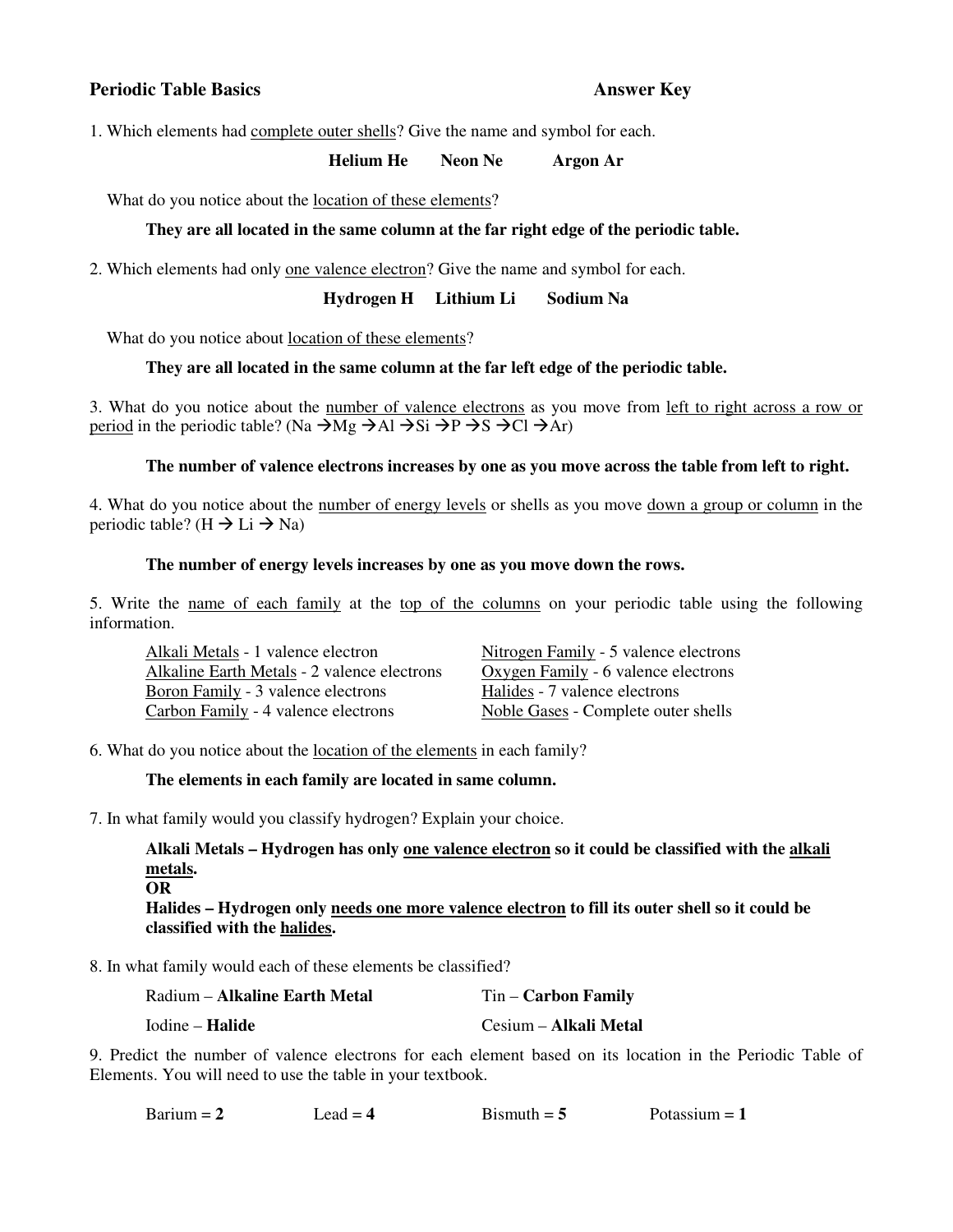**Periodic Table Basics** **Answer Key**

1. Which elements had <u>complete outer shells</u>? Give the name and symbol for each.

**Helium He Neon Ne Argon Ar**

What do you notice about the <u>location of these elements</u>?

**They are all located in the same column at the far right edge of the periodic table.**

2. Which elements had only <u>one valence electron</u>? Give the name and symbol for each.

**Hydrogen H Lithium Li Sodium Na**

What do you notice about <u>location of these elements</u>?

**They are all located in the same column at the far left edge of the periodic table.**

3. What do you notice about the <u>number of valence electrons</u> as you move from <u>left to right across a row or period</u> in the periodic table? (Na → Mg → Al → Si → P → S → Cl → Ar)

**The number of valence electrons increases by one as you move across the table from left to right.**

4. What do you notice about the <u>number of energy levels</u> or shells as you move <u>down a group or column</u> in the periodic table? (H → Li → Na)

**The number of energy levels increases by one as you move down the rows.**

5. Write the <u>name of each family</u> at the <u>top of the columns</u> on your periodic table using the following information.

<u>Alkali Metals</u> - 1 valence electron
<u>Alkaline Earth Metals</u> - 2 valence electrons
<u>Boron Family</u> - 3 valence electrons
<u>Carbon Family</u> - 4 valence electrons
<u>Nitrogen Family</u> - 5 valence electrons
<u>Oxygen Family</u> - 6 valence electrons
<u>Halides</u> - 7 valence electrons
<u>Noble Gases</u> - Complete outer shells

6. What do you notice about the <u>location of the elements</u> in each family?

**The elements in each family are located in same column.**

7. In what family would you classify hydrogen? Explain your choice.

**Alkali Metals – Hydrogen has only <u>one valence electron</u> so it could be classified with the <u>alkali metals</u>.**
**OR**
**Halides – Hydrogen only <u>needs one more valence electron</u> to fill its outer shell so it could be classified with the <u>halides</u>.**

8. In what family would each of these elements be classified?

Radium – **Alkaline Earth Metal**
Tin – **Carbon Family**
Iodine – **Halide**
Cesium – **Alkali Metal**

9. Predict the number of valence electrons for each element based on its location in the Periodic Table of Elements. You will need to use the table in your textbook.

Barium = **2** Lead = **4** Bismuth = **5** Potassium = **1**